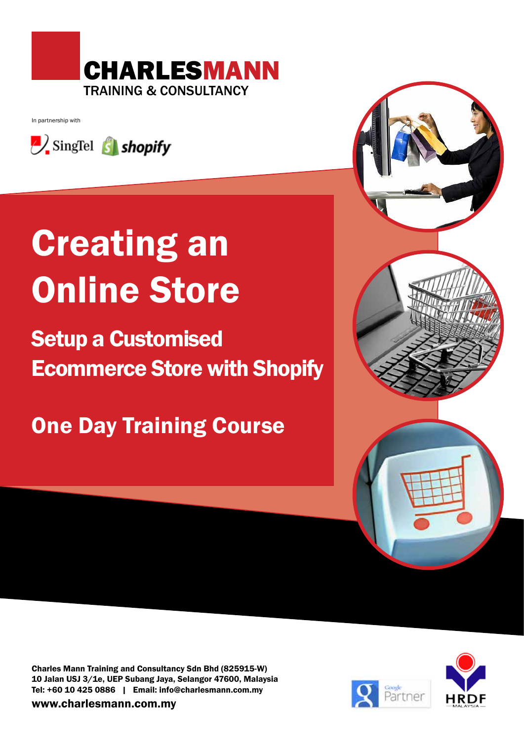**CHARLESMANN**
TRAINING & CONSULTANCY

In partnership with

SingTel shopify

# Creating an Online Store

## Setup a Customised Ecommerce Store with Shopify

## One Day Training Course

**Charles Mann Training and Consultancy Sdn Bhd (825915-W)**
**10 Jalan USJ 3/1e, UEP Subang Jaya, Selangor 47600, Malaysia**
**Tel: +60 10 425 0886 | Email: info@charlesmann.com.my**

**www.charlesmann.com.my**

Google Partner

HRDF MALAYSIA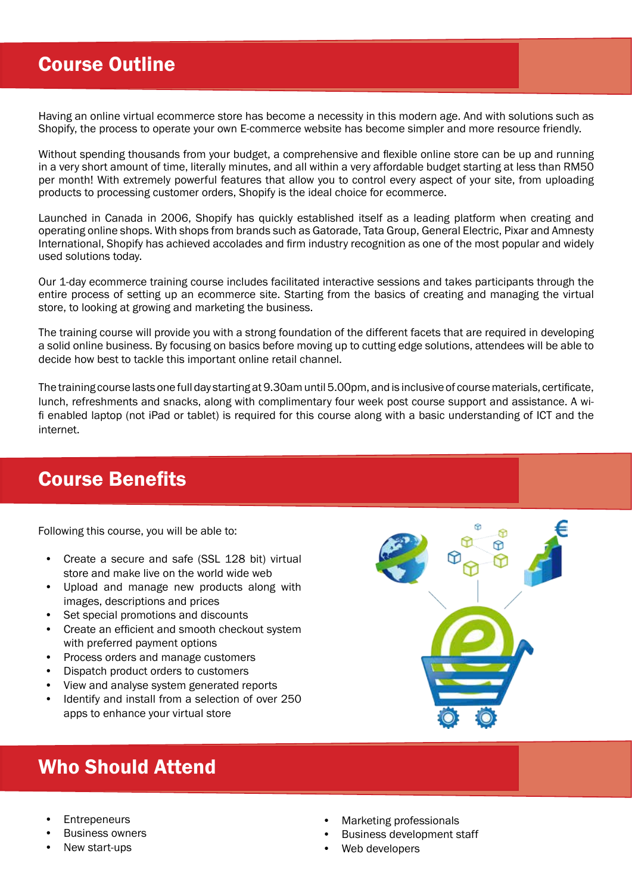## Course Outline

Having an online virtual ecommerce store has become a necessity in this modern age. And with solutions such as Shopify, the process to operate your own E-commerce website has become simpler and more resource friendly.

Without spending thousands from your budget, a comprehensive and flexible online store can be up and running in a very short amount of time, literally minutes, and all within a very affordable budget starting at less than RM50 per month! With extremely powerful features that allow you to control every aspect of your site, from uploading products to processing customer orders, Shopify is the ideal choice for ecommerce.

Launched in Canada in 2006, Shopify has quickly established itself as a leading platform when creating and operating online shops. With shops from brands such as Gatorade, Tata Group, General Electric, Pixar and Amnesty International, Shopify has achieved accolades and firm industry recognition as one of the most popular and widely used solutions today.

Our 1-day ecommerce training course includes facilitated interactive sessions and takes participants through the entire process of setting up an ecommerce site. Starting from the basics of creating and managing the virtual store, to looking at growing and marketing the business.

The training course will provide you with a strong foundation of the different facets that are required in developing a solid online business. By focusing on basics before moving up to cutting edge solutions, attendees will be able to decide how best to tackle this important online retail channel.

The training course lasts one full day starting at 9.30am until 5.00pm, and is inclusive of course materials, certificate, lunch, refreshments and snacks, along with complimentary four week post course support and assistance. A wi-fi enabled laptop (not iPad or tablet) is required for this course along with a basic understanding of ICT and the internet.

## Course Benefits

Following this course, you will be able to:

- Create a secure and safe (SSL 128 bit) virtual store and make live on the world wide web
- Upload and manage new products along with images, descriptions and prices
- Set special promotions and discounts
- Create an efficient and smooth checkout system with preferred payment options
- Process orders and manage customers
- Dispatch product orders to customers
- View and analyse system generated reports
- Identify and install from a selection of over 250 apps to enhance your virtual store

## Who Should Attend

- Entrepeneurs
- Business owners
- New start-ups
- Marketing professionals
- Business development staff
- Web developers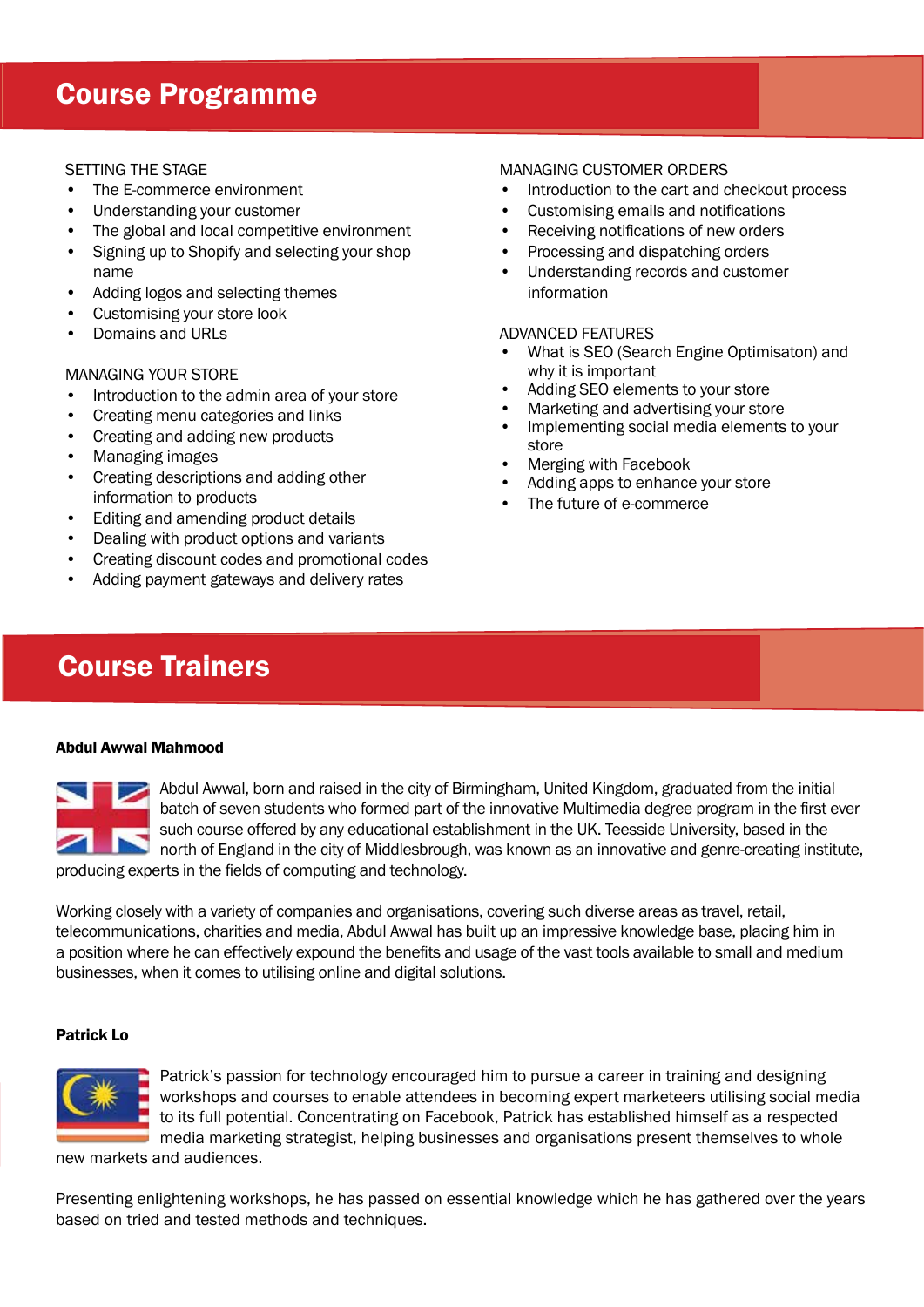## Course Programme

SETTING THE STAGE

- The E-commerce environment
- Understanding your customer
- The global and local competitive environment
- Signing up to Shopify and selecting your shop name
- Adding logos and selecting themes
- Customising your store look
- Domains and URLs

MANAGING YOUR STORE

- Introduction to the admin area of your store
- Creating menu categories and links
- Creating and adding new products
- Managing images
- Creating descriptions and adding other information to products
- Editing and amending product details
- Dealing with product options and variants
- Creating discount codes and promotional codes
- Adding payment gateways and delivery rates

MANAGING CUSTOMER ORDERS

- Introduction to the cart and checkout process
- Customising emails and notifications
- Receiving notifications of new orders
- Processing and dispatching orders
- Understanding records and customer information

ADVANCED FEATURES

- What is SEO (Search Engine Optimisaton) and why it is important
- Adding SEO elements to your store
- Marketing and advertising your store
- Implementing social media elements to your store
- Merging with Facebook
- Adding apps to enhance your store
- The future of e-commerce

## Course Trainers

**Abdul Awwal Mahmood**

Abdul Awwal, born and raised in the city of Birmingham, United Kingdom, graduated from the initial batch of seven students who formed part of the innovative Multimedia degree program in the first ever such course offered by any educational establishment in the UK. Teesside University, based in the north of England in the city of Middlesbrough, was known as an innovative and genre-creating institute, producing experts in the fields of computing and technology.

Working closely with a variety of companies and organisations, covering such diverse areas as travel, retail, telecommunications, charities and media, Abdul Awwal has built up an impressive knowledge base, placing him in a position where he can effectively expound the benefits and usage of the vast tools available to small and medium businesses, when it comes to utilising online and digital solutions.

**Patrick Lo**

Patrick's passion for technology encouraged him to pursue a career in training and designing workshops and courses to enable attendees in becoming expert marketeers utilising social media to its full potential. Concentrating on Facebook, Patrick has established himself as a respected media marketing strategist, helping businesses and organisations present themselves to whole new markets and audiences.

Presenting enlightening workshops, he has passed on essential knowledge which he has gathered over the years based on tried and tested methods and techniques.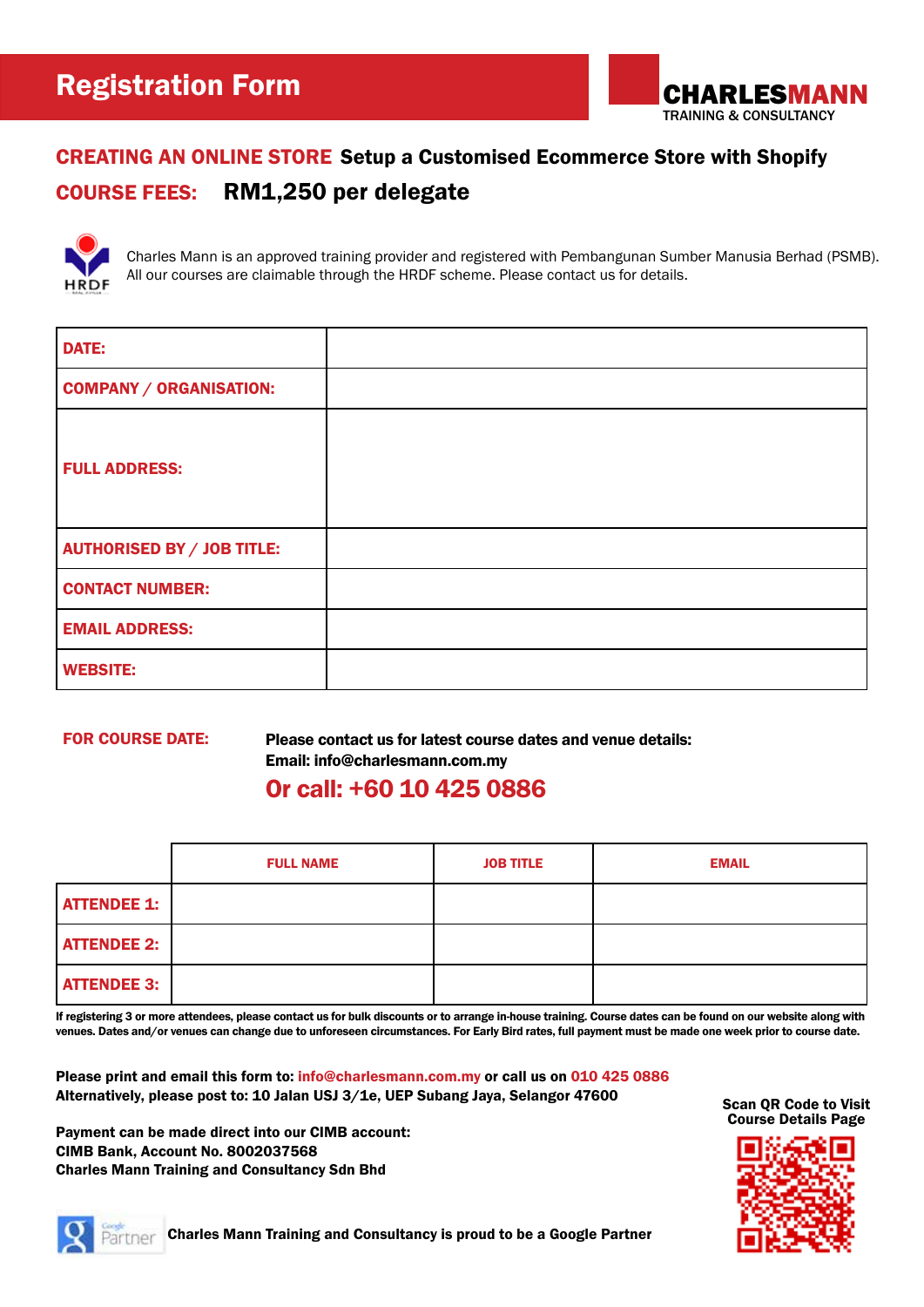# Registration Form

**CHARLESMANN**
TRAINING & CONSULTANCY

## CREATING AN ONLINE STORE Setup a Customised Ecommerce Store with Shopify

## COURSE FEES: RM1,250 per delegate

Charles Mann is an approved training provider and registered with Pembangunan Sumber Manusia Berhad (PSMB). All our courses are claimable through the HRDF scheme. Please contact us for details.

| | |
|---|---|
| **DATE:** | |
| **COMPANY / ORGANISATION:** | |
| **FULL ADDRESS:** | |
| **AUTHORISED BY / JOB TITLE:** | |
| **CONTACT NUMBER:** | |
| **EMAIL ADDRESS:** | |
| **WEBSITE:** | |

**FOR COURSE DATE:**

**Please contact us for latest course dates and venue details:**
**Email: info@charlesmann.com.my**
**Or call: +60 10 425 0886**

| | FULL NAME | JOB TITLE | EMAIL |
|---|---|---|---|
| **ATTENDEE 1:** | | | |
| **ATTENDEE 2:** | | | |
| **ATTENDEE 3:** | | | |

**If registering 3 or more attendees, please contact us for bulk discounts or to arrange in-house training. Course dates can be found on our website along with venues. Dates and/or venues can change due to unforeseen circumstances. For Early Bird rates, full payment must be made one week prior to course date.**

**Please print and email this form to: info@charlesmann.com.my or call us on 010 425 0886**
**Alternatively, please post to: 10 Jalan USJ 3/1e, UEP Subang Jaya, Selangor 47600**

**Payment can be made direct into our CIMB account:**
**CIMB Bank, Account No. 8002037568**
**Charles Mann Training and Consultancy Sdn Bhd**

**Scan QR Code to Visit Course Details Page**

**Charles Mann Training and Consultancy is proud to be a Google Partner**